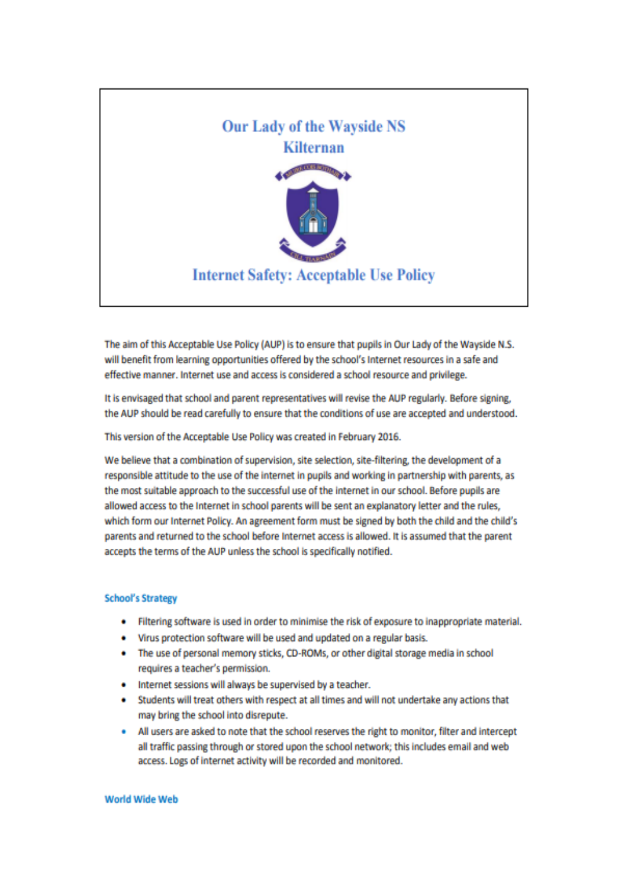# Our Lady of the Wayside NS

# Kilternan

## Internet Safety: Acceptable Use Policy

The aim of this Acceptable Use Policy (AUP) is to ensure that pupils in Our Lady of the Wayside N.S. will benefit from learning opportunities offered by the school's Internet resources in a safe and effective manner. Internet use and access is considered a school resource and privilege.

It is envisaged that school and parent representatives will revise the AUP regularly. Before signing, the AUP should be read carefully to ensure that the conditions of use are accepted and understood.

This version of the Acceptable Use Policy was created in February 2016.

We believe that a combination of supervision, site selection, site-filtering, the development of a responsible attitude to the use of the internet in pupils and working in partnership with parents, as the most suitable approach to the successful use of the internet in our school. Before pupils are allowed access to the Internet in school parents will be sent an explanatory letter and the rules, which form our Internet Policy. An agreement form must be signed by both the child and the child's parents and returned to the school before Internet access is allowed. It is assumed that the parent accepts the terms of the AUP unless the school is specifically notified.

### School's Strategy

- Filtering software is used in order to minimise the risk of exposure to inappropriate material.
- Virus protection software will be used and updated on a regular basis.
- The use of personal memory sticks, CD-ROMs, or other digital storage media in school requires a teacher's permission.
- Internet sessions will always be supervised by a teacher.
- Students will treat others with respect at all times and will not undertake any actions that may bring the school into disrepute.
- All users are asked to note that the school reserves the right to monitor, filter and intercept all traffic passing through or stored upon the school network; this includes email and web access. Logs of internet activity will be recorded and monitored.

### World Wide Web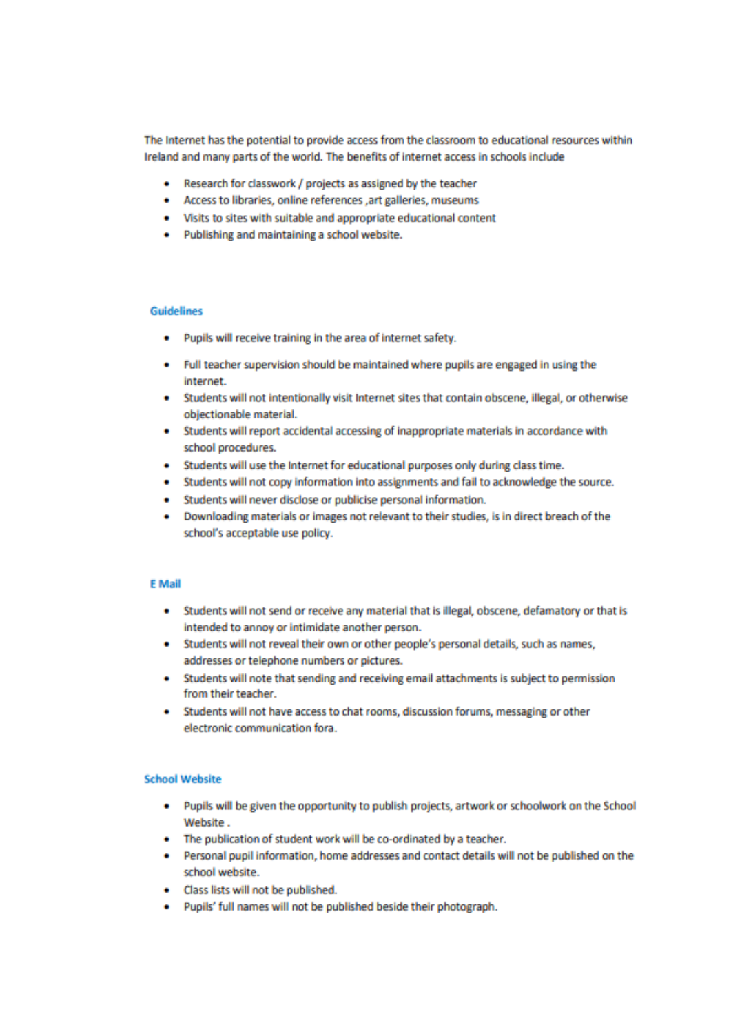The Internet has the potential to provide access from the classroom to educational resources within Ireland and many parts of the world. The benefits of internet access in schools include

- Research for classwork / projects as assigned by the teacher
- Access to libraries, online references ,art galleries, museums
- Visits to sites with suitable and appropriate educational content
- Publishing and maintaining a school website.

## Guidelines

- Pupils will receive training in the area of internet safety.
- Full teacher supervision should be maintained where pupils are engaged in using the internet.
- Students will not intentionally visit Internet sites that contain obscene, illegal, or otherwise objectionable material.
- Students will report accidental accessing of inappropriate materials in accordance with school procedures.
- Students will use the Internet for educational purposes only during class time.
- Students will not copy information into assignments and fail to acknowledge the source.
- Students will never disclose or publicise personal information.
- Downloading materials or images not relevant to their studies, is in direct breach of the school's acceptable use policy.

## E Mail

- Students will not send or receive any material that is illegal, obscene, defamatory or that is intended to annoy or intimidate another person.
- Students will not reveal their own or other people's personal details, such as names, addresses or telephone numbers or pictures.
- Students will note that sending and receiving email attachments is subject to permission from their teacher.
- Students will not have access to chat rooms, discussion forums, messaging or other electronic communication fora.

## School Website

- Pupils will be given the opportunity to publish projects, artwork or schoolwork on the School Website .
- The publication of student work will be co-ordinated by a teacher.
- Personal pupil information, home addresses and contact details will not be published on the school website.
- Class lists will not be published.
- Pupils' full names will not be published beside their photograph.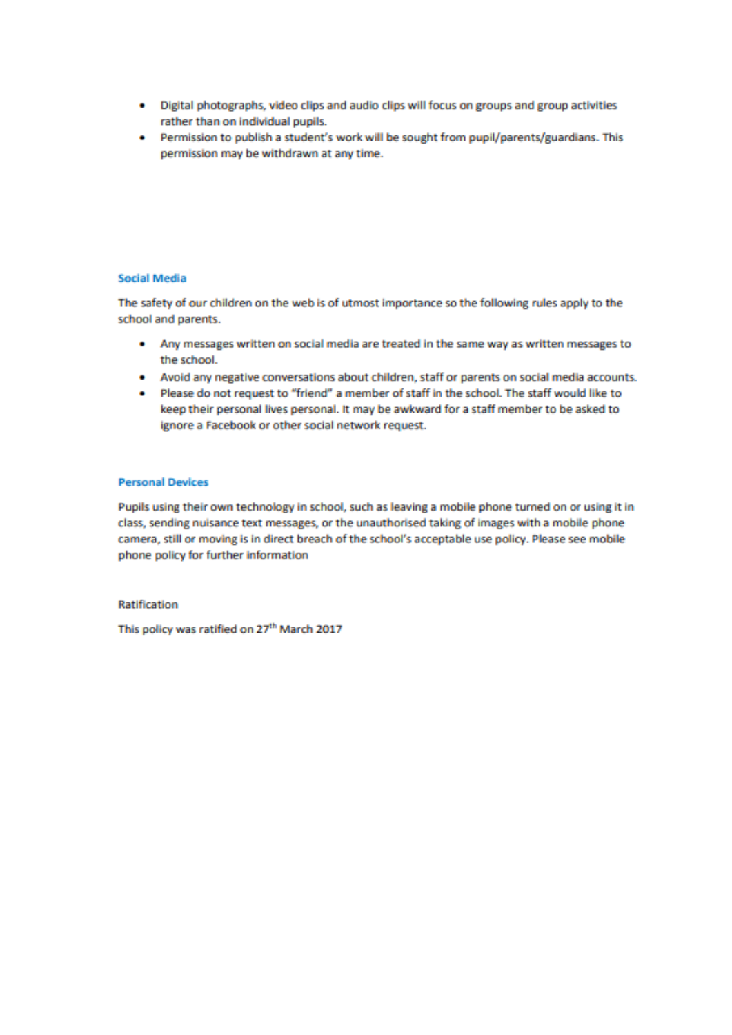- Digital photographs, video clips and audio clips will focus on groups and group activities rather than on individual pupils.
- Permission to publish a student's work will be sought from pupil/parents/guardians. This permission may be withdrawn at any time.

## Social Media

The safety of our children on the web is of utmost importance so the following rules apply to the school and parents.

- Any messages written on social media are treated in the same way as written messages to the school.
- Avoid any negative conversations about children, staff or parents on social media accounts.
- Please do not request to "friend" a member of staff in the school. The staff would like to keep their personal lives personal. It may be awkward for a staff member to be asked to ignore a Facebook or other social network request.

## Personal Devices

Pupils using their own technology in school, such as leaving a mobile phone turned on or using it in class, sending nuisance text messages, or the unauthorised taking of images with a mobile phone camera, still or moving is in direct breach of the school's acceptable use policy. Please see mobile phone policy for further information

Ratification

This policy was ratified on 27th March 2017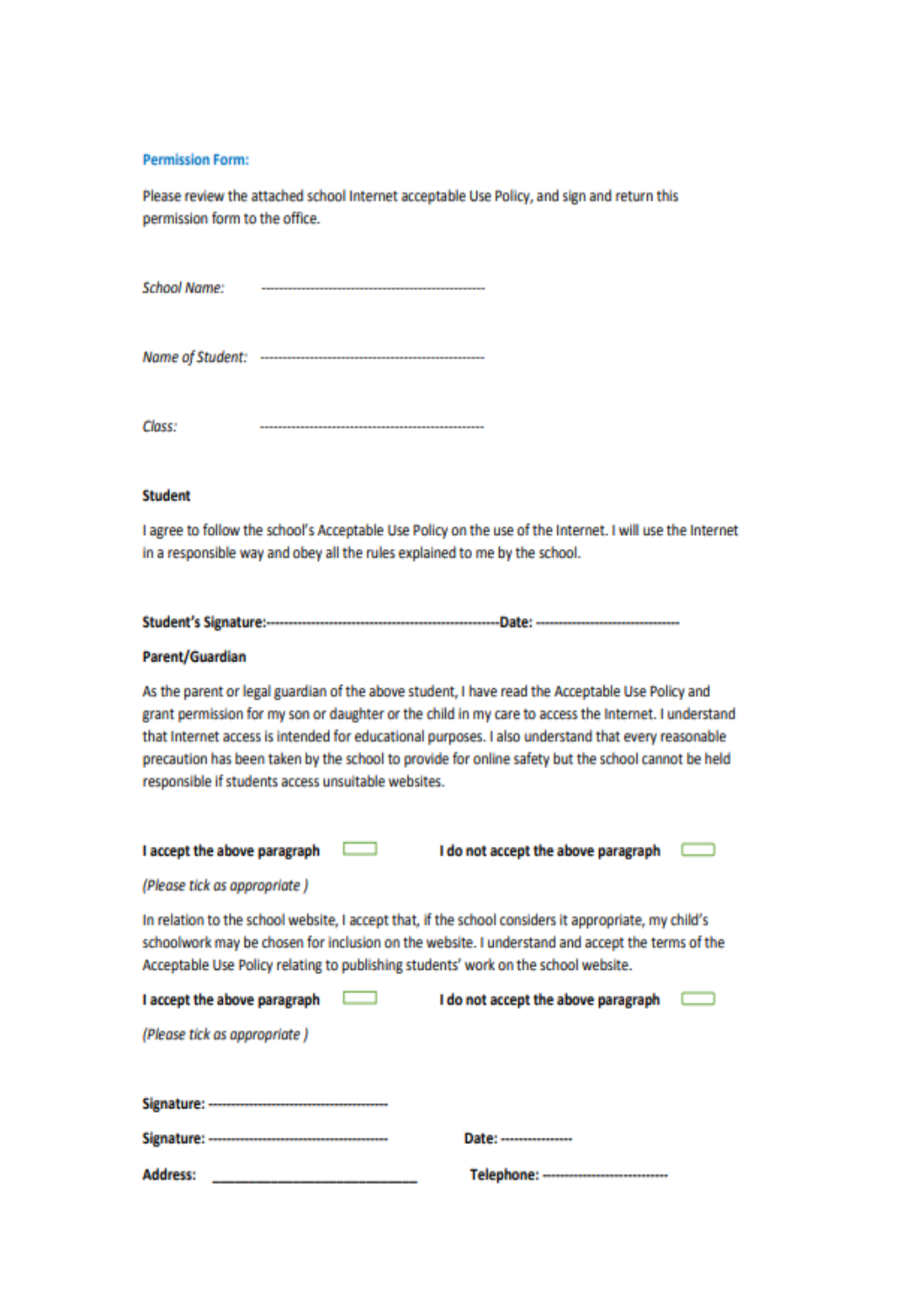### Permission Form:

Please review the attached school Internet acceptable Use Policy, and sign and return this permission form to the office.

*School Name:* ------------------------------------------------

*Name of Student:* ------------------------------------------------

*Class:* ------------------------------------------------

**Student**

I agree to follow the school's Acceptable Use Policy on the use of the Internet. I will use the Internet in a responsible way and obey all the rules explained to me by the school.

**Student's Signature:**------------------------------------------------**Date:** ------------------------------

**Parent/Guardian**

As the parent or legal guardian of the above student, I have read the Acceptable Use Policy and grant permission for my son or daughter or the child in my care to access the Internet. I understand that Internet access is intended for educational purposes. I also understand that every reasonable precaution has been taken by the school to provide for online safety but the school cannot be held responsible if students access unsuitable websites.

**I accept the above paragraph** ☐ **I do not accept the above paragraph** ☐

*(Please tick as appropriate )*

In relation to the school website, I accept that, if the school considers it appropriate, my child's schoolwork may be chosen for inclusion on the website. I understand and accept the terms of the Acceptable Use Policy relating to publishing students' work on the school website.

**I accept the above paragraph** ☐ **I do not accept the above paragraph** ☐

*(Please tick as appropriate )*

**Signature:** ------------------------------------

**Signature:** ------------------------------------ **Date:** ---------------

**Address:** ____________________________ **Telephone:** --------------------------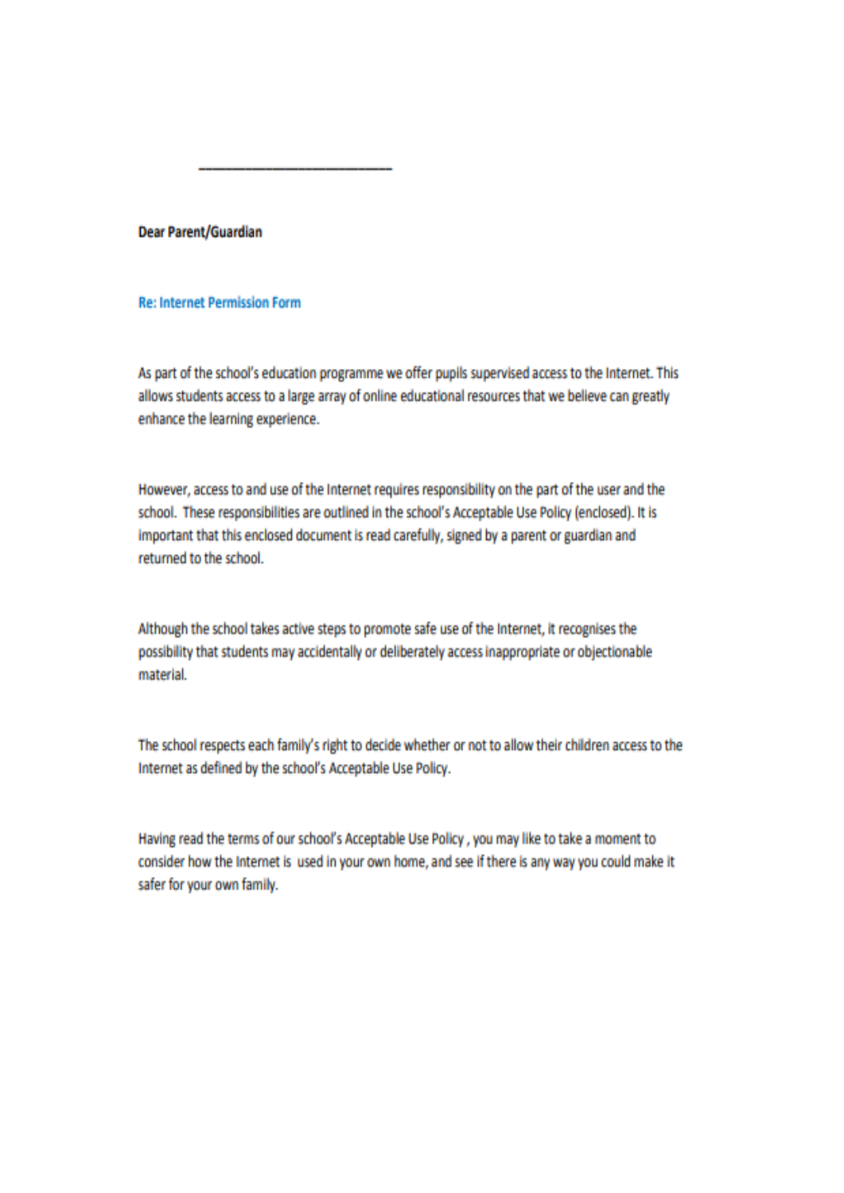\_\_\_\_\_\_\_\_\_\_\_\_\_\_\_\_\_\_\_\_\_\_\_\_

**Dear Parent/Guardian**

**Re: Internet Permission Form**

As part of the school's education programme we offer pupils supervised access to the Internet. This allows students access to a large array of online educational resources that we believe can greatly enhance the learning experience.

However, access to and use of the Internet requires responsibility on the part of the user and the school. These responsibilities are outlined in the school's Acceptable Use Policy (enclosed). It is important that this enclosed document is read carefully, signed by a parent or guardian and returned to the school.

Although the school takes active steps to promote safe use of the Internet, it recognises the possibility that students may accidentally or deliberately access inappropriate or objectionable material.

The school respects each family's right to decide whether or not to allow their children access to the Internet as defined by the school's Acceptable Use Policy.

Having read the terms of our school's Acceptable Use Policy , you may like to take a moment to consider how the Internet is used in your own home, and see if there is any way you could make it safer for your own family.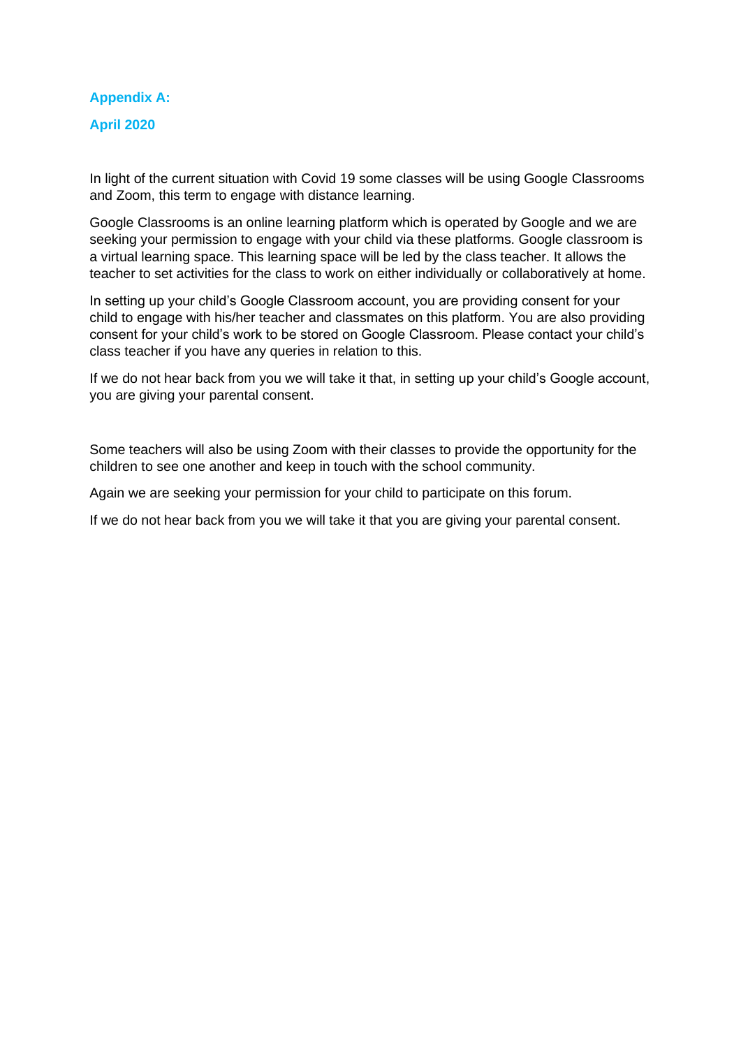**Appendix A:**

**April 2020**

In light of the current situation with Covid 19 some classes will be using Google Classrooms and Zoom, this term to engage with distance learning.

Google Classrooms is an online learning platform which is operated by Google and we are seeking your permission to engage with your child via these platforms. Google classroom is a virtual learning space. This learning space will be led by the class teacher. It allows the teacher to set activities for the class to work on either individually or collaboratively at home.

In setting up your child's Google Classroom account, you are providing consent for your child to engage with his/her teacher and classmates on this platform. You are also providing consent for your child's work to be stored on Google Classroom. Please contact your child's class teacher if you have any queries in relation to this.

If we do not hear back from you we will take it that, in setting up your child's Google account, you are giving your parental consent.

Some teachers will also be using Zoom with their classes to provide the opportunity for the children to see one another and keep in touch with the school community.

Again we are seeking your permission for your child to participate on this forum.

If we do not hear back from you we will take it that you are giving your parental consent.